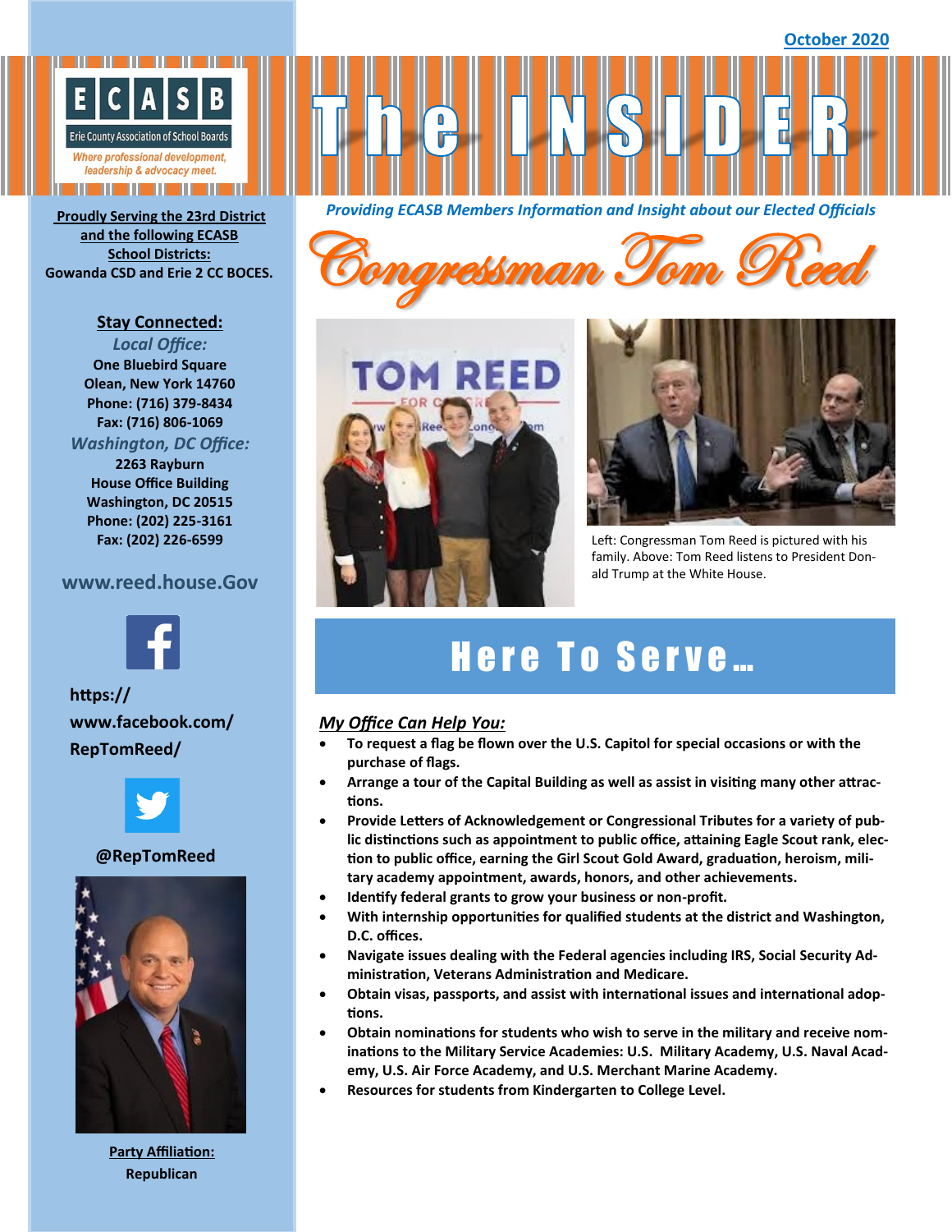October 2020

**ECASB**
Erie County Association of School Boards
*Where professional development, leadership & advocacy meet.*

# The INSIDER

***Providing ECASB Members Information and Insight about our Elected Officials***

# Congressman Tom Reed

**Proudly Serving the 23rd District and the following ECASB School Districts:**
**Gowanda CSD and Erie 2 CC BOCES.**

**Stay Connected:**

*Local Office:*
**One Bluebird Square**
**Olean, New York 14760**
**Phone: (716) 379-8434**
**Fax: (716) 806-1069**

*Washington, DC Office:*
**2263 Rayburn**
**House Office Building**
**Washington, DC 20515**
**Phone: (202) 225-3161**
**Fax: (202) 226-6599**

**www.reed.house.Gov**

**https://www.facebook.com/RepTomReed/**

**@RepTomReed**

**Party Affiliation:**
**Republican**

Left: Congressman Tom Reed is pictured with his family. Above: Tom Reed listens to President Donald Trump at the White House.

## Here To Serve…

***My Office Can Help You:***

- **To request a flag be flown over the U.S. Capitol for special occasions or with the purchase of flags.**
- **Arrange a tour of the Capital Building as well as assist in visiting many other attractions.**
- **Provide Letters of Acknowledgement or Congressional Tributes for a variety of public distinctions such as appointment to public office, attaining Eagle Scout rank, election to public office, earning the Girl Scout Gold Award, graduation, heroism, military academy appointment, awards, honors, and other achievements.**
- **Identify federal grants to grow your business or non-profit.**
- **With internship opportunities for qualified students at the district and Washington, D.C. offices.**
- **Navigate issues dealing with the Federal agencies including IRS, Social Security Administration, Veterans Administration and Medicare.**
- **Obtain visas, passports, and assist with international issues and international adoptions.**
- **Obtain nominations for students who wish to serve in the military and receive nominations to the Military Service Academies: U.S. Military Academy, U.S. Naval Academy, U.S. Air Force Academy, and U.S. Merchant Marine Academy.**
- **Resources for students from Kindergarten to College Level.**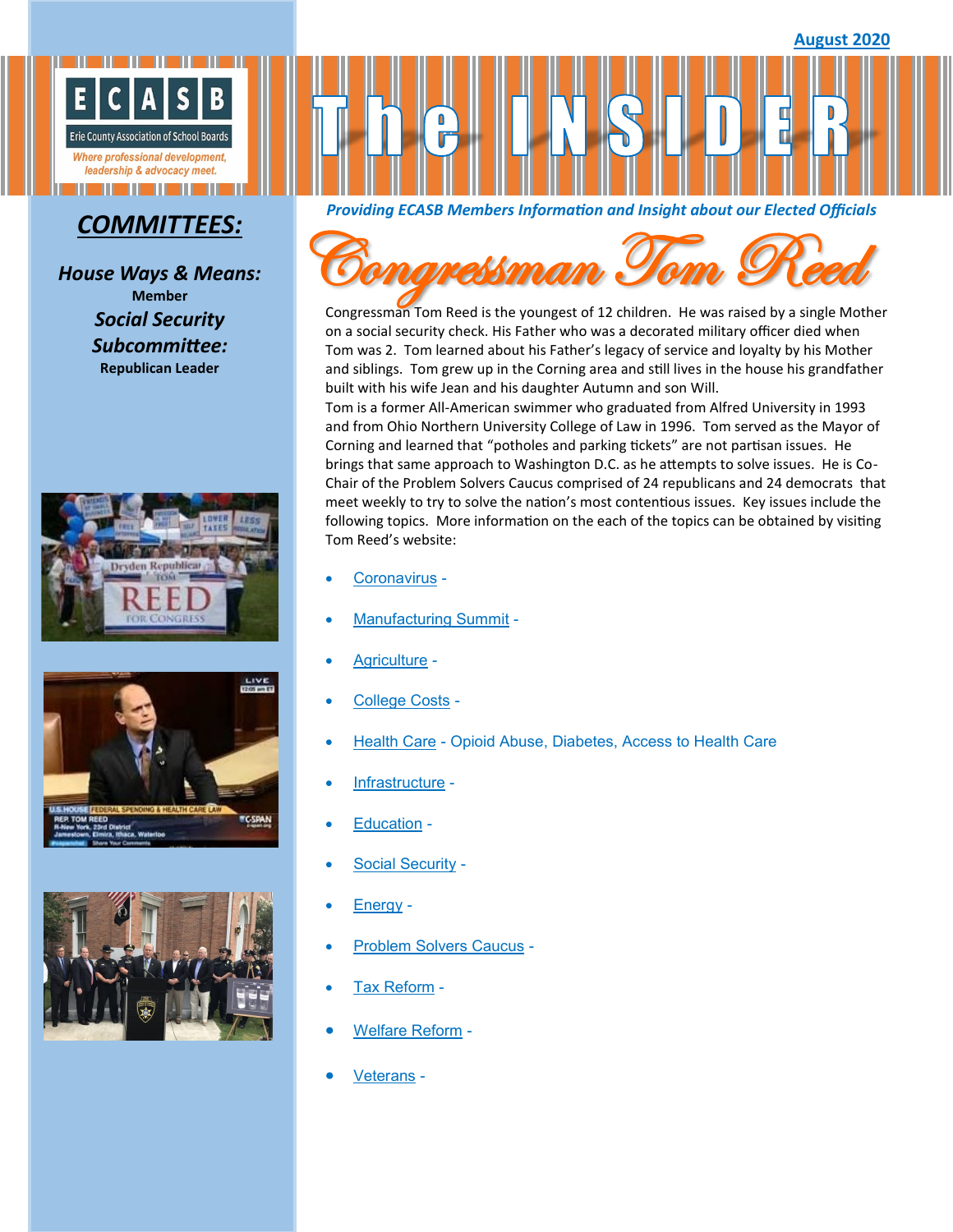August 2020

ECASB

Erie County Association of School Boards

*Where professional development, leadership & advocacy meet.*

# The INSIDER

***Providing ECASB Members Information and Insight about our Elected Officials***

## COMMITTEES:

***House Ways & Means:***
**Member**

***Social Security Subcommittee:***
**Republican Leader**

# Congressman Tom Reed

Congressman Tom Reed is the youngest of 12 children. He was raised by a single Mother on a social security check. His Father who was a decorated military officer died when Tom was 2. Tom learned about his Father's legacy of service and loyalty by his Mother and siblings. Tom grew up in the Corning area and still lives in the house his grandfather built with his wife Jean and his daughter Autumn and son Will.

Tom is a former All-American swimmer who graduated from Alfred University in 1993 and from Ohio Northern University College of Law in 1996. Tom served as the Mayor of Corning and learned that "potholes and parking tickets" are not partisan issues. He brings that same approach to Washington D.C. as he attempts to solve issues. He is Co-Chair of the Problem Solvers Caucus comprised of 24 republicans and 24 democrats that meet weekly to try to solve the nation's most contentious issues. Key issues include the following topics. More information on the each of the topics can be obtained by visiting Tom Reed's website:

- Coronavirus -
- Manufacturing Summit -
- Agriculture -
- College Costs -
- Health Care - Opioid Abuse, Diabetes, Access to Health Care
- Infrastructure -
- Education -
- Social Security -
- Energy -
- Problem Solvers Caucus -
- Tax Reform -
- Welfare Reform -
- Veterans -